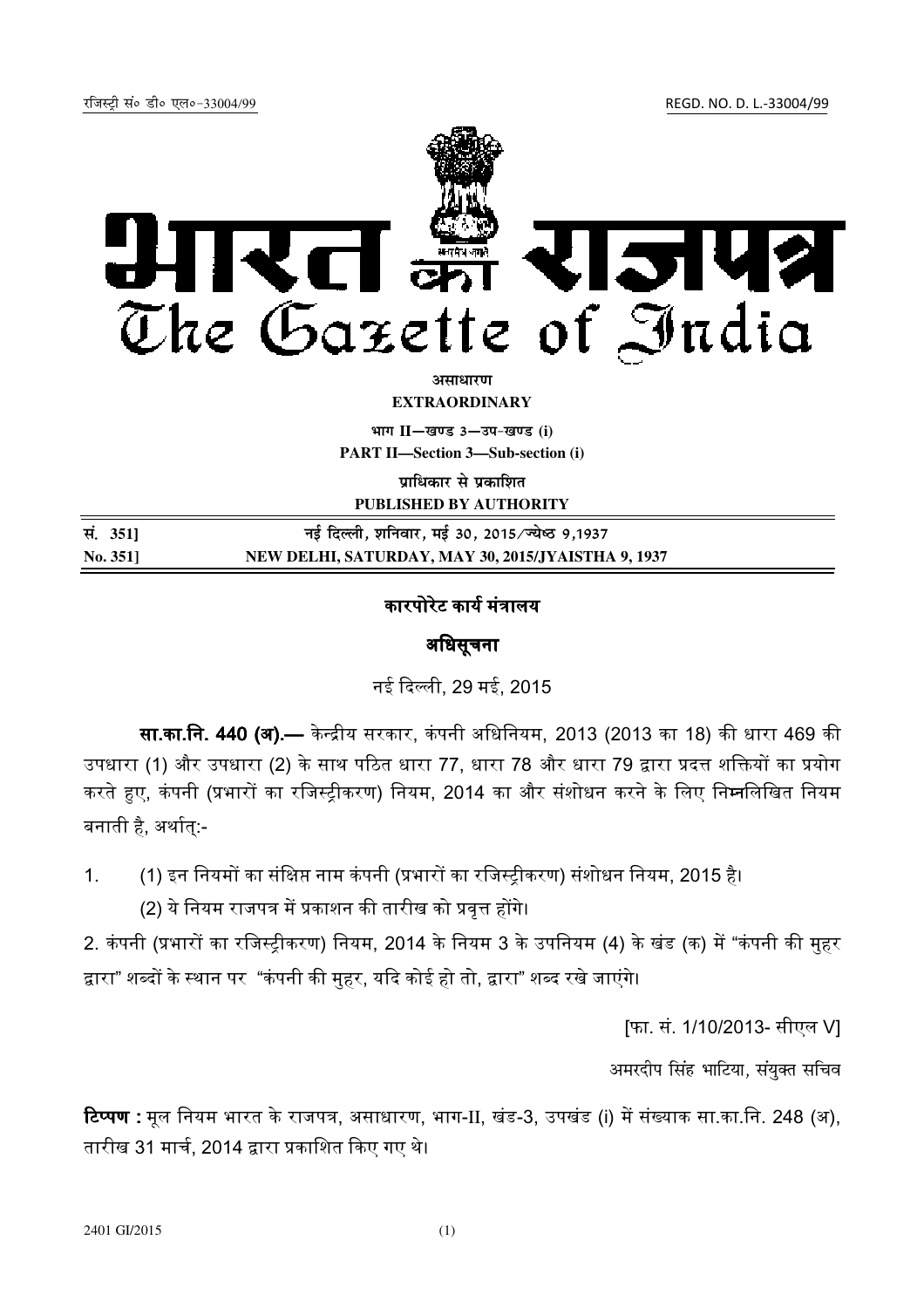रजिस्ट्री सं० डी० एल०-33004/99 REGD. NO. D. L.-33004/99

# भारत का राजपत्र
# The Gazette of India

**असाधारण**
**EXTRAORDINARY**

**भाग II—खण्ड 3—उप-खण्ड (i)**
**PART II—Section 3—Sub-section (i)**

**प्राधिकार से प्रकाशित**
**PUBLISHED BY AUTHORITY**

| | |
|---|---|
| **सं. 351]** | **नई दिल्ली, शनिवार, मई 30, 2015/ज्येष्ठ 9,1937** |
| **No. 351]** | **NEW DELHI, SATURDAY, MAY 30, 2015/JYAISTHA 9, 1937** |

## कारपोरेट कार्य मंत्रालय

## अधिसूचना

नई दिल्ली, 29 मई, 2015

**सा.का.नि. 440 (अ).—** केन्द्रीय सरकार, कंपनी अधिनियम, 2013 (2013 का 18) की धारा 469 की उपधारा (1) और उपधारा (2) के साथ पठित धारा 77, धारा 78 और धारा 79 द्वारा प्रदत्त शक्तियों का प्रयोग करते हुए, कंपनी (प्रभारों का रजिस्ट्रीकरण) नियम, 2014 का और संशोधन करने के लिए निम्नलिखित नियम बनाती है, अर्थात्:-

1. (1) इन नियमों का संक्षिप्त नाम कंपनी (प्रभारों का रजिस्ट्रीकरण) संशोधन नियम, 2015 है।

   (2) ये नियम राजपत्र में प्रकाशन की तारीख को प्रवृत्त होंगे।

2. कंपनी (प्रभारों का रजिस्ट्रीकरण) नियम, 2014 के नियम 3 के उपनियम (4) के खंड (क) में "कंपनी की मुहर द्वारा" शब्दों के स्थान पर "कंपनी की मुहर, यदि कोई हो तो, द्वारा" शब्द रखे जाएंगे।

[फा. सं. 1/10/2013- सीएल V]

अमरदीप सिंह भाटिया, संयुक्त सचिव

**टिप्पण :** मूल नियम भारत के राजपत्र, असाधारण, भाग-II, खंड-3, उपखंड (i) में संख्याक सा.का.नि. 248 (अ), तारीख 31 मार्च, 2014 द्वारा प्रकाशित किए गए थे।

2401 GI/2015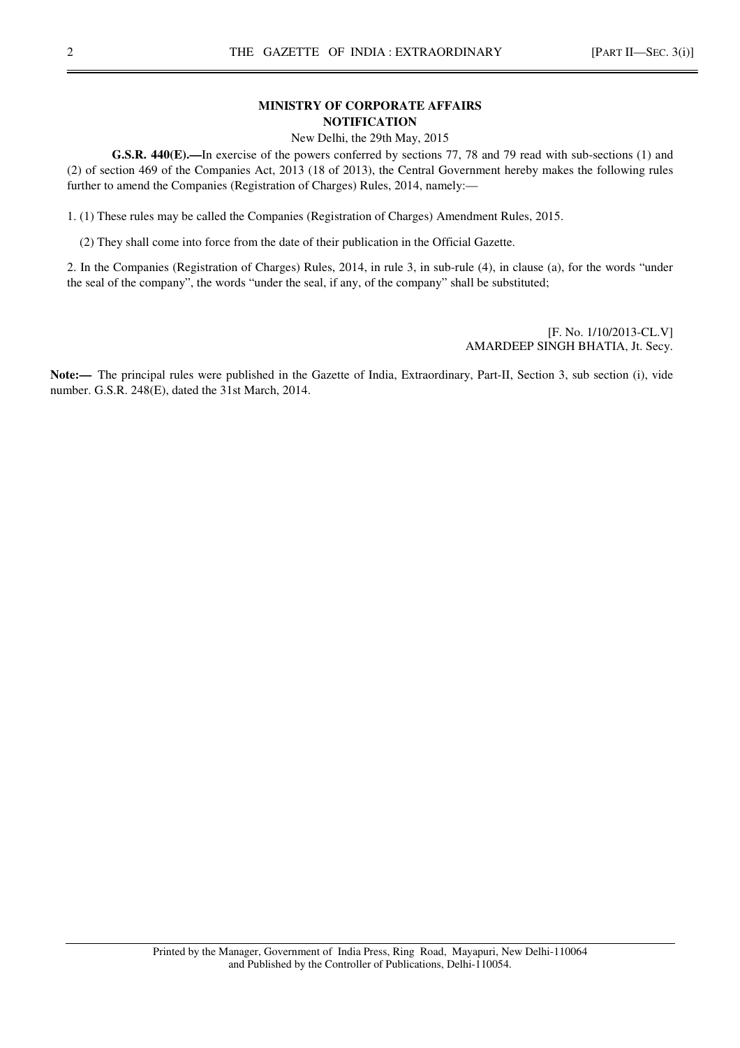## MINISTRY OF CORPORATE AFFAIRS

## NOTIFICATION

New Delhi, the 29th May, 2015

**G.S.R. 440(E).—**In exercise of the powers conferred by sections 77, 78 and 79 read with sub-sections (1) and (2) of section 469 of the Companies Act, 2013 (18 of 2013), the Central Government hereby makes the following rules further to amend the Companies (Registration of Charges) Rules, 2014, namely:—

1. (1) These rules may be called the Companies (Registration of Charges) Amendment Rules, 2015.

(2) They shall come into force from the date of their publication in the Official Gazette.

2. In the Companies (Registration of Charges) Rules, 2014, in rule 3, in sub-rule (4), in clause (a), for the words "under the seal of the company", the words "under the seal, if any, of the company" shall be substituted;

[F. No. 1/10/2013-CL.V]
AMARDEEP SINGH BHATIA, Jt. Secy.

**Note:—** The principal rules were published in the Gazette of India, Extraordinary, Part-II, Section 3, sub section (i), vide number. G.S.R. 248(E), dated the 31st March, 2014.

Printed by the Manager, Government of India Press, Ring Road, Mayapuri, New Delhi-110064 and Published by the Controller of Publications, Delhi-110054.